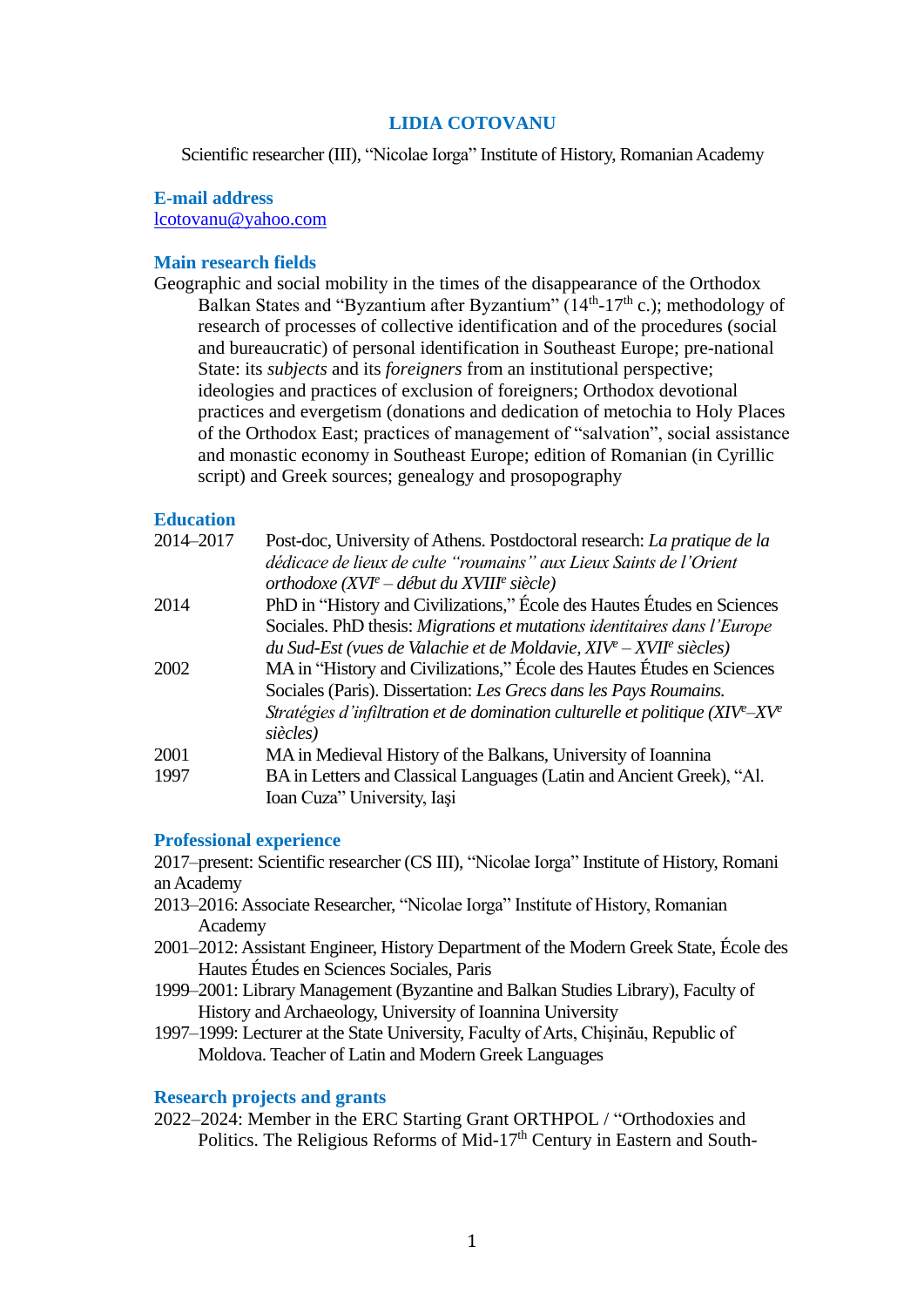# LIDIA COTOVANU

Scientific researcher (III), "Nicolae Iorga" Institute of History, Romanian Academy

## E-mail address

lcotovanu@yahoo.com

## Main research fields

Geographic and social mobility in the times of the disappearance of the Orthodox Balkan States and "Byzantium after Byzantium" ($14^{th}$-$17^{th}$ c.); methodology of research of processes of collective identification and of the procedures (social and bureaucratic) of personal identification in Southeast Europe; pre-national State: its *subjects* and its *foreigners* from an institutional perspective; ideologies and practices of exclusion of foreigners; Orthodox devotional practices and evergetism (donations and dedication of metochia to Holy Places of the Orthodox East; practices of management of "salvation", social assistance and monastic economy in Southeast Europe; edition of Romanian (in Cyrillic script) and Greek sources; genealogy and prosopography

## Education

2014–2017 Post-doc, University of Athens. Postdoctoral research: *La pratique de la dédicace de lieux de culte "roumains" aux Lieux Saints de l'Orient orthodoxe (XVI$^{e}$ – début du XVIII$^{e}$ siècle)*

2014 PhD in "History and Civilizations," École des Hautes Études en Sciences Sociales. PhD thesis: *Migrations et mutations identitaires dans l'Europe du Sud-Est (vues de Valachie et de Moldavie, XIV$^{e}$ – XVII$^{e}$ siècles)*

2002 MA in "History and Civilizations," École des Hautes Études en Sciences Sociales (Paris). Dissertation: *Les Grecs dans les Pays Roumains. Stratégies d'infiltration et de domination culturelle et politique (XIV$^{e}$–XV$^{e}$ siècles)*

2001 MA in Medieval History of the Balkans, University of Ioannina

1997 BA in Letters and Classical Languages (Latin and Ancient Greek), "Al. Ioan Cuza" University, Iaşi

## Professional experience

2017–present: Scientific researcher (CS III), "Nicolae Iorga" Institute of History, Romanian Academy

2013–2016: Associate Researcher, "Nicolae Iorga" Institute of History, Romanian Academy

2001–2012: Assistant Engineer, History Department of the Modern Greek State, École des Hautes Études en Sciences Sociales, Paris

1999–2001: Library Management (Byzantine and Balkan Studies Library), Faculty of History and Archaeology, University of Ioannina University

1997–1999: Lecturer at the State University, Faculty of Arts, Chişinău, Republic of Moldova. Teacher of Latin and Modern Greek Languages

## Research projects and grants

2022–2024: Member in the ERC Starting Grant ORTHPOL / "Orthodoxies and Politics. The Religious Reforms of Mid-$17^{th}$ Century in Eastern and South-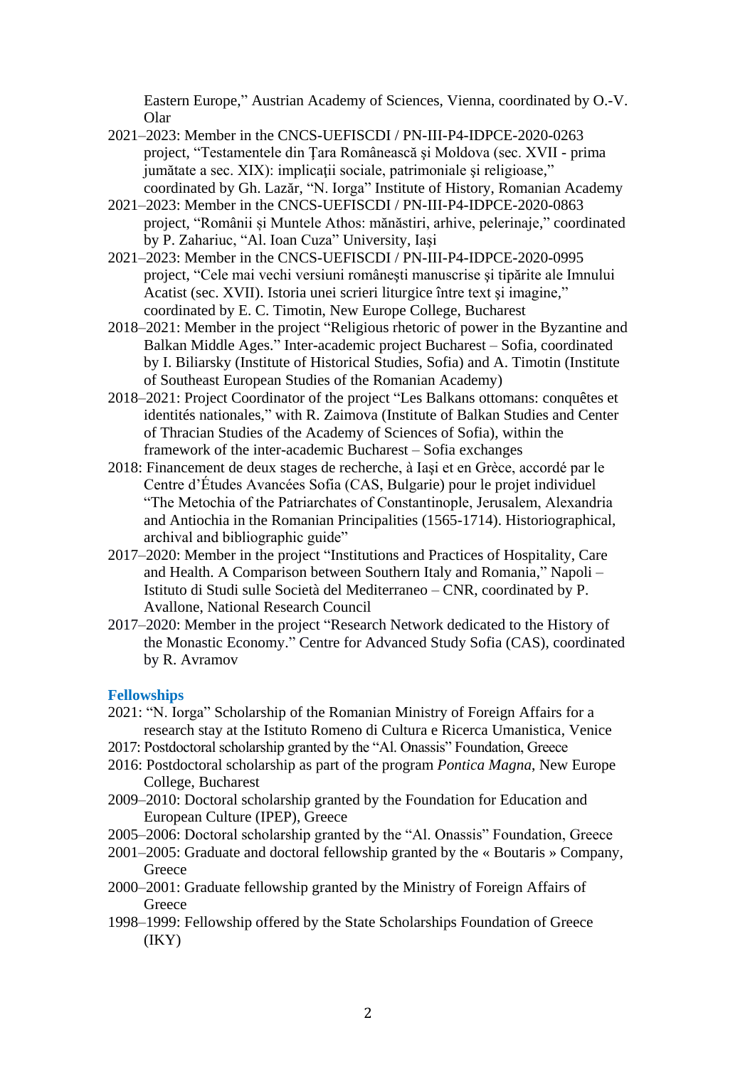Eastern Europe," Austrian Academy of Sciences, Vienna, coordinated by O.-V. Olar

2021–2023: Member in the CNCS-UEFISCDI / PN-III-P4-IDPCE-2020-0263 project, "Testamentele din Ţara Românească şi Moldova (sec. XVII - prima jumătate a sec. XIX): implicaţii sociale, patrimoniale şi religioase," coordinated by Gh. Lazăr, "N. Iorga" Institute of History, Romanian Academy

2021–2023: Member in the CNCS-UEFISCDI / PN-III-P4-IDPCE-2020-0863 project, "Românii și Muntele Athos: mănăstiri, arhive, pelerinaje," coordinated by P. Zahariuc, "Al. Ioan Cuza" University, Iaşi

2021–2023: Member in the CNCS-UEFISCDI / PN-III-P4-IDPCE-2020-0995 project, "Cele mai vechi versiuni româneşti manuscrise şi tipărite ale Imnului Acatist (sec. XVII). Istoria unei scrieri liturgice între text şi imagine," coordinated by E. C. Timotin, New Europe College, Bucharest

2018–2021: Member in the project "Religious rhetoric of power in the Byzantine and Balkan Middle Ages." Inter-academic project Bucharest – Sofia, coordinated by I. Biliarsky (Institute of Historical Studies, Sofia) and A. Timotin (Institute of Southeast European Studies of the Romanian Academy)

2018–2021: Project Coordinator of the project "Les Balkans ottomans: conquêtes et identités nationales," with R. Zaimova (Institute of Balkan Studies and Center of Thracian Studies of the Academy of Sciences of Sofia), within the framework of the inter-academic Bucharest – Sofia exchanges

2018: Financement de deux stages de recherche, à Iaşi et en Grèce, accordé par le Centre d'Études Avancées Sofia (CAS, Bulgarie) pour le projet individuel "The Metochia of the Patriarchates of Constantinople, Jerusalem, Alexandria and Antiochia in the Romanian Principalities (1565-1714). Historiographical, archival and bibliographic guide"

2017–2020: Member in the project "Institutions and Practices of Hospitality, Care and Health. A Comparison between Southern Italy and Romania," Napoli – Istituto di Studi sulle Società del Mediterraneo – CNR, coordinated by P. Avallone, National Research Council

2017–2020: Member in the project "Research Network dedicated to the History of the Monastic Economy." Centre for Advanced Study Sofia (CAS), coordinated by R. Avramov

## Fellowships

2021: "N. Iorga" Scholarship of the Romanian Ministry of Foreign Affairs for a research stay at the Istituto Romeno di Cultura e Ricerca Umanistica, Venice

2017: Postdoctoral scholarship granted by the "Al. Onassis" Foundation, Greece

2016: Postdoctoral scholarship as part of the program *Pontica Magna*, New Europe College, Bucharest

2009–2010: Doctoral scholarship granted by the Foundation for Education and European Culture (IPEP), Greece

2005–2006: Doctoral scholarship granted by the "Al. Onassis" Foundation, Greece

2001–2005: Graduate and doctoral fellowship granted by the « Boutaris » Company, Greece

2000–2001: Graduate fellowship granted by the Ministry of Foreign Affairs of Greece

1998–1999: Fellowship offered by the State Scholarships Foundation of Greece (IKY)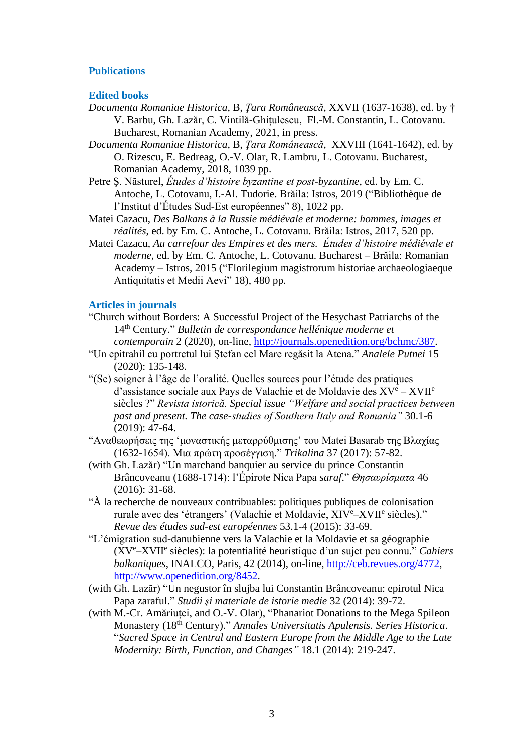## Publications

### Edited books

*Documenta Romaniae Historica*, B, *Țara Românească*, XXVII (1637-1638), ed. by † V. Barbu, Gh. Lazăr, C. Vintilă-Ghițulescu, Fl.-M. Constantin, L. Cotovanu. Bucharest, Romanian Academy, 2021, in press.

*Documenta Romaniae Historica*, B, *Țara Românească*, XXVIII (1641-1642), ed. by O. Rizescu, E. Bedreag, O.-V. Olar, R. Lambru, L. Cotovanu. Bucharest, Romanian Academy, 2018, 1039 pp.

Petre Ș. Năsturel, *Études d'histoire byzantine et post-byzantine*, ed. by Em. C. Antoche, L. Cotovanu, I.-Al. Tudorie. Brăila: Istros, 2019 ("Bibliothèque de l'Institut d'Études Sud-Est européennes" 8), 1022 pp.

Matei Cazacu, *Des Balkans à la Russie médiévale et moderne: hommes, images et réalités*, ed. by Em. C. Antoche, L. Cotovanu. Brăila: Istros, 2017, 520 pp.

Matei Cazacu, *Au carrefour des Empires et des mers. Études d'histoire médiévale et moderne*, ed. by Em. C. Antoche, L. Cotovanu. Bucharest – Brăila: Romanian Academy – Istros, 2015 ("Florilegium magistrorum historiae archaeologiaeque Antiquitatis et Medii Aevi" 18), 480 pp.

### Articles in journals

"Church without Borders: A Successful Project of the Hesychast Patriarchs of the 14th Century." *Bulletin de correspondance hellénique moderne et contemporain* 2 (2020), on-line, http://journals.openedition.org/bchmc/387.

"Un epitrahil cu portretul lui Ștefan cel Mare regăsit la Atena." *Analele Putnei* 15 (2020): 135-148.

"(Se) soigner à l'âge de l'oralité. Quelles sources pour l'étude des pratiques d'assistance sociale aux Pays de Valachie et de Moldavie des XVe – XVIIe siècles ?" *Revista istorică. Special issue "Welfare and social practices between past and present. The case-studies of Southern Italy and Romania"* 30.1-6 (2019): 47-64.

"Αναθεωρήσεις της 'μοναστικής μεταρρύθμισης' του Matei Basarab της Βλαχίας (1632-1654). Μια πρώτη προσέγγιση." *Trikalina* 37 (2017): 57-82.

(with Gh. Lazăr) "Un marchand banquier au service du prince Constantin Brâncoveanu (1688-1714): l'Épirote Nica Papa *saraf*." *Θησαυρίσματα* 46 (2016): 31-68.

"À la recherche de nouveaux contribuables: politiques publiques de colonisation rurale avec des 'étrangers' (Valachie et Moldavie, XIVe–XVIIe siècles)." *Revue des études sud-est européennes* 53.1-4 (2015): 33-69.

"L'émigration sud-danubienne vers la Valachie et la Moldavie et sa géographie (XVe–XVIIe siècles): la potentialité heuristique d'un sujet peu connu." *Cahiers balkaniques*, INALCO, Paris, 42 (2014), on-line, http://ceb.revues.org/4772, http://www.openedition.org/8452.

(with Gh. Lazăr) "Un negustor în slujba lui Constantin Brâncoveanu: epirotul Nica Papa zaraful." *Studii și materiale de istorie medie* 32 (2014): 39-72.

(with M.-Cr. Amăriuței, and O.-V. Olar), "Phanariot Donations to the Mega Spileon Monastery (18th Century)." *Annales Universitatis Apulensis. Series Historica*. "*Sacred Space in Central and Eastern Europe from the Middle Age to the Late Modernity: Birth, Function, and Changes"* 18.1 (2014): 219-247.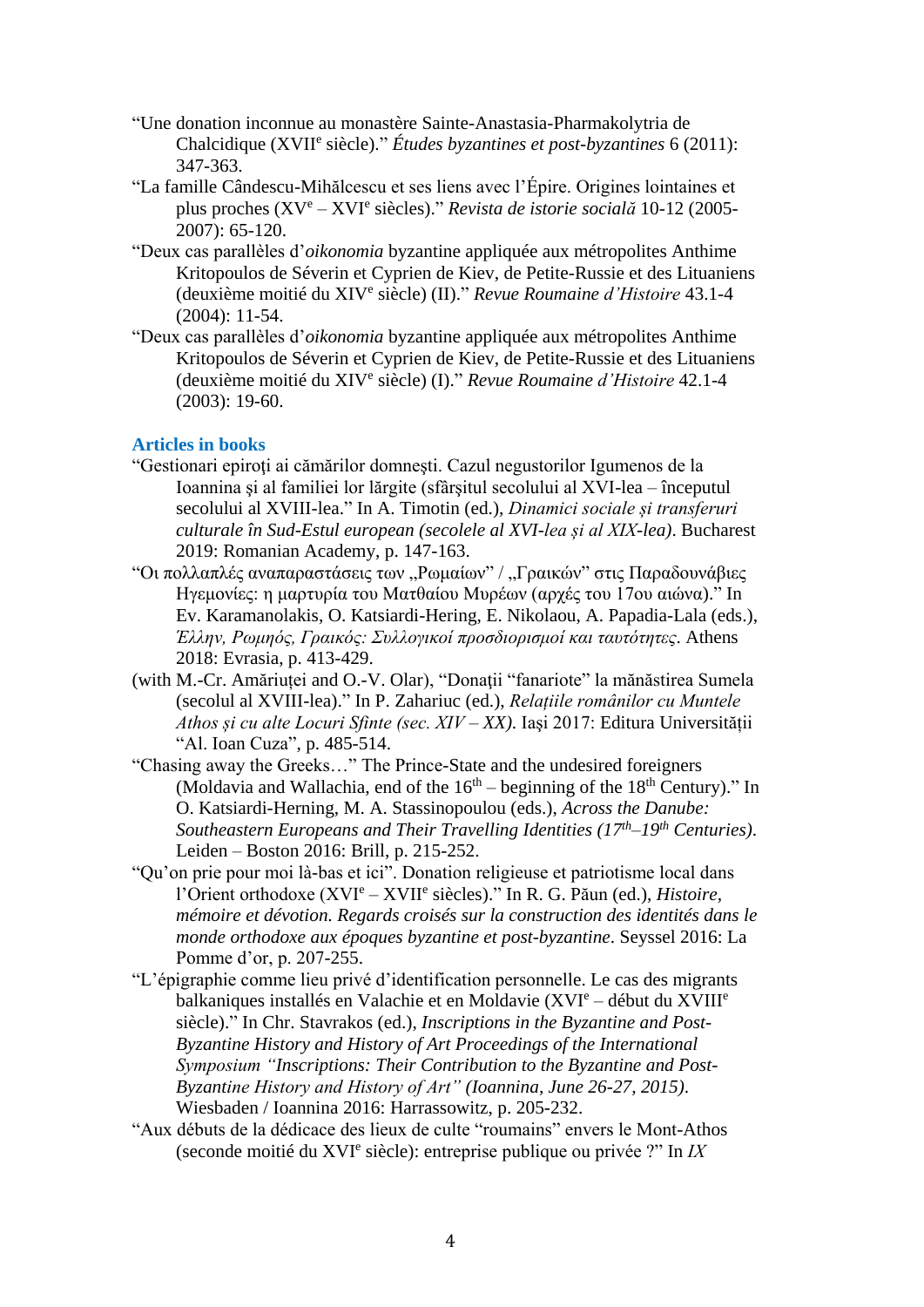"Une donation inconnue au monastère Sainte-Anastasia-Pharmakolytria de Chalcidique (XVII[e] siècle)." *Études byzantines et post-byzantines* 6 (2011): 347-363.

"La famille Cândescu-Mihălcescu et ses liens avec l'Épire. Origines lointaines et plus proches (XV[e] – XVI[e] siècles)." *Revista de istorie socială* 10-12 (2005-2007): 65-120.

"Deux cas parallèles d'*oikonomia* byzantine appliquée aux métropolites Anthime Kritopoulos de Séverin et Cyprien de Kiev, de Petite-Russie et des Lituaniens (deuxième moitié du XIV[e] siècle) (II)." *Revue Roumaine d'Histoire* 43.1-4 (2004): 11-54.

"Deux cas parallèles d'*oikonomia* byzantine appliquée aux métropolites Anthime Kritopoulos de Séverin et Cyprien de Kiev, de Petite-Russie et des Lituaniens (deuxième moitié du XIV[e] siècle) (I)." *Revue Roumaine d'Histoire* 42.1-4 (2003): 19-60.

## Articles in books

"Gestionari epiroţi ai cămărilor domneşti. Cazul negustorilor Igumenos de la Ioannina şi al familiei lor lărgite (sfârşitul secolului al XVI-lea – începutul secolului al XVIII-lea." In A. Timotin (ed.), *Dinamici sociale și transferuri culturale în Sud-Estul european (secolele al XVI-lea și al XIX-lea)*. Bucharest 2019: Romanian Academy, p. 147-163.

"Οι πολλαπλές αναπαραστάσεις των „Ρωμαίων" / „Γραικών" στις Παραδουνάβιες Ηγεμονίες: η μαρτυρία του Ματθαίου Μυρέων (αρχές του 17ου αιώνα)." In Ev. Karamanolakis, O. Katsiardi-Hering, E. Nikolaou, A. Papadia-Lala (eds.), *Έλλην, Ρωμηός, Γραικός: Συλλογικοί προσδιορισμοί και ταυτότητες*. Athens 2018: Evrasia, p. 413-429.

(with M.-Cr. Amăriuței and O.-V. Olar), "Donații "fanariote" la mănăstirea Sumela (secolul al XVIII-lea)." In P. Zahariuc (ed.), *Relațiile românilor cu Muntele Athos și cu alte Locuri Sfinte (sec. XIV – XX)*. Iaşi 2017: Editura Universității "Al. Ioan Cuza", p. 485-514.

"Chasing away the Greeks…" The Prince-State and the undesired foreigners (Moldavia and Wallachia, end of the 16[th] – beginning of the 18[th] Century)." In O. Katsiardi-Herning, M. A. Stassinopoulou (eds.), *Across the Danube: Southeastern Europeans and Their Travelling Identities (17[th]–19[th] Centuries)*. Leiden – Boston 2016: Brill, p. 215-252.

"Qu'on prie pour moi là-bas et ici". Donation religieuse et patriotisme local dans l'Orient orthodoxe (XVI[e] – XVII[e] siècles)." In R. G. Păun (ed.), *Histoire, mémoire et dévotion. Regards croisés sur la construction des identités dans le monde orthodoxe aux époques byzantine et post-byzantine*. Seyssel 2016: La Pomme d'or, p. 207-255.

"L'épigraphie comme lieu privé d'identification personnelle. Le cas des migrants balkaniques installés en Valachie et en Moldavie (XVI[e] – début du XVIII[e] siècle)." In Chr. Stavrakos (ed.), *Inscriptions in the Byzantine and Post-Byzantine History and History of Art Proceedings of the International Symposium "Inscriptions: Their Contribution to the Byzantine and Post-Byzantine History and History of Art" (Ioannina, June 26-27, 2015)*. Wiesbaden / Ioannina 2016: Harrassowitz, p. 205-232.

"Aux débuts de la dédicace des lieux de culte "roumains" envers le Mont-Athos (seconde moitié du XVI[e] siècle): entreprise publique ou privée ?" In *IX*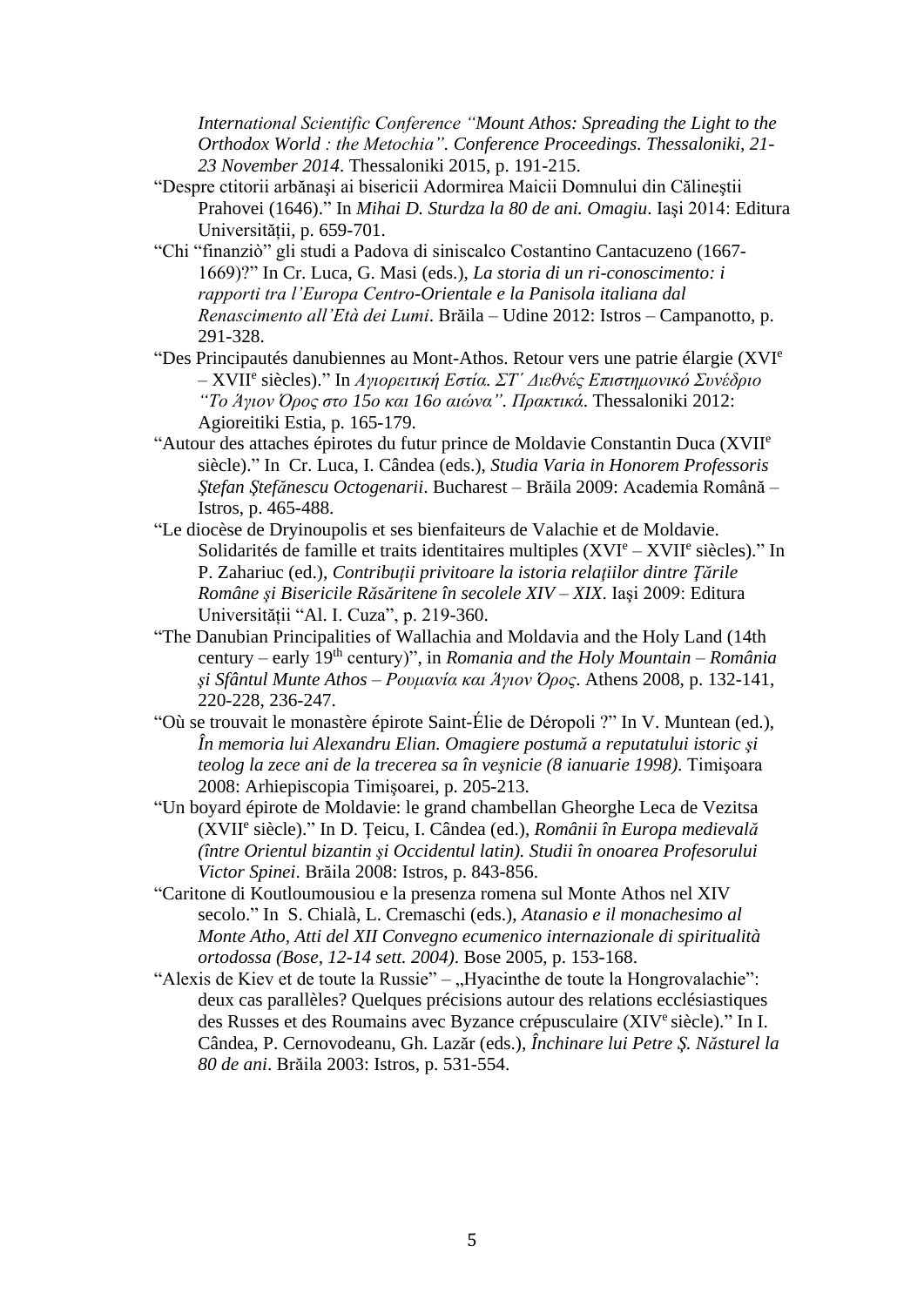*International Scientific Conference "Mount Athos: Spreading the Light to the Orthodox World : the Metochia". Conference Proceedings. Thessaloniki, 21-23 November 2014*. Thessaloniki 2015, p. 191-215.

"Despre ctitorii arbănaşi ai bisericii Adormirea Maicii Domnului din Călineştii Prahovei (1646)." In *Mihai D. Sturdza la 80 de ani. Omagiu*. Iaşi 2014: Editura Universității, p. 659-701.

"Chi "finanziò" gli studi a Padova di siniscalco Costantino Cantacuzeno (1667-1669)?" In Cr. Luca, G. Masi (eds.), *La storia di un ri-conoscimento: i rapporti tra l'Europa Centro-Orientale e la Panisola italiana dal Renascimento all'Età dei Lumi*. Brăila – Udine 2012: Istros – Campanotto, p. 291-328.

"Des Principautés danubiennes au Mont-Athos. Retour vers une patrie élargie (XVI$^{e}$ – XVII$^{e}$ siècles)." In *Αγιορειτική Εστία. ΣΤ΄ Διεθνές Επιστημονικό Συνέδριο "Το Άγιον Όρος στο 15ο και 16ο αιώνα". Πρακτικά*. Thessaloniki 2012: Agioreitiki Estia, p. 165-179.

"Autour des attaches épirotes du futur prince de Moldavie Constantin Duca (XVII$^{e}$ siècle)." In Cr. Luca, I. Cândea (eds.), *Studia Varia in Honorem Professoris Ştefan Ştefănescu Octogenarii*. Bucharest – Brăila 2009: Academia Română – Istros, p. 465-488.

"Le diocèse de Dryinoupolis et ses bienfaiteurs de Valachie et de Moldavie. Solidarités de famille et traits identitaires multiples (XVI$^{e}$ – XVII$^{e}$ siècles)." In P. Zahariuc (ed.), *Contribuții privitoare la istoria relațiilor dintre Țările Române şi Bisericile Răsăritene în secolele XIV – XIX*. Iaşi 2009: Editura Universității "Al. I. Cuza", p. 219-360.

"The Danubian Principalities of Wallachia and Moldavia and the Holy Land (14th century – early 19$^{th}$ century)", in *Romania and the Holy Mountain – România şi Sfântul Munte Athos – Ρουμανία και Άγιον Όρος*. Athens 2008, p. 132-141, 220-228, 236-247.

"Où se trouvait le monastère épirote Saint-Élie de Déropoli ?" In V. Muntean (ed.), *În memoria lui Alexandru Elian. Omagiere postumă a reputatului istoric şi teolog la zece ani de la trecerea sa în veşnicie (8 ianuarie 1998)*. Timişoara 2008: Arhiepiscopia Timişoarei, p. 205-213.

"Un boyard épirote de Moldavie: le grand chambellan Gheorghe Leca de Vezitsa (XVII$^{e}$ siècle)." In D. Țeicu, I. Cândea (ed.), *Românii în Europa medievală (între Orientul bizantin şi Occidentul latin). Studii în onoarea Profesorului Victor Spinei*. Brăila 2008: Istros, p. 843-856.

"Caritone di Koutloumousiou e la presenza romena sul Monte Athos nel XIV secolo." In S. Chialà, L. Cremaschi (eds.), *Atanasio e il monachesimo al Monte Atho, Atti del XII Convegno ecumenico internazionale di spiritualità ortodossa (Bose, 12-14 sett. 2004)*. Bose 2005, p. 153-168.

"Alexis de Kiev et de toute la Russie" – „Hyacinthe de toute la Hongrovalachie": deux cas parallèles? Quelques précisions autour des relations ecclésiastiques des Russes et des Roumains avec Byzance crépusculaire (XIV$^{e}$ siècle)." In I. Cândea, P. Cernovodeanu, Gh. Lazăr (eds.), *Închinare lui Petre Ş. Năsturel la 80 de ani*. Brăila 2003: Istros, p. 531-554.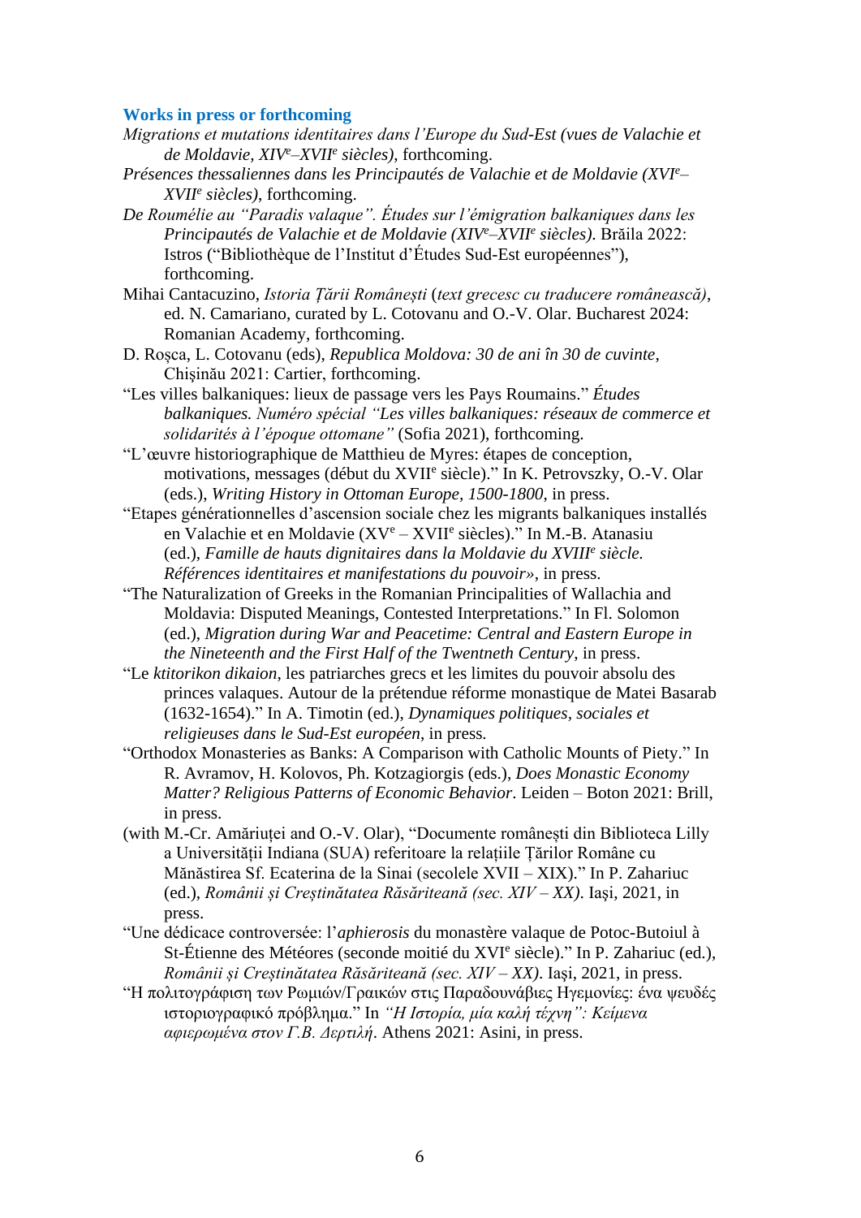## Works in press or forthcoming

*Migrations et mutations identitaires dans l'Europe du Sud-Est (vues de Valachie et de Moldavie, XIV*[e]*–XVII*[e] *siècles)*, forthcoming.

*Présences thessaliennes dans les Principautés de Valachie et de Moldavie (XVI*[e]*–XVII*[e] *siècles)*, forthcoming.

*De Roumélie au "Paradis valaque". Études sur l'émigration balkaniques dans les Principautés de Valachie et de Moldavie (XIV*[e]*–XVII*[e] *siècles)*. Brăila 2022: Istros ("Bibliothèque de l'Institut d'Études Sud-Est européennes"), forthcoming.

Mihai Cantacuzino, *Istoria Țării Românești* (*text grecesc cu traducere românească)*, ed. N. Camariano, curated by L. Cotovanu and O.-V. Olar. Bucharest 2024: Romanian Academy, forthcoming.

D. Roșca, L. Cotovanu (eds), *Republica Moldova: 30 de ani în 30 de cuvinte*, Chișinău 2021: Cartier, forthcoming.

"Les villes balkaniques: lieux de passage vers les Pays Roumains." *Études balkaniques. Numéro spécial "Les villes balkaniques: réseaux de commerce et solidarités à l'époque ottomane"* (Sofia 2021), forthcoming.

"L'œuvre historiographique de Matthieu de Myres: étapes de conception, motivations, messages (début du XVII[e] siècle)." In K. Petrovszky, O.-V. Olar (eds.), *Writing History in Ottoman Europe, 1500-1800*, in press.

"Etapes générationnelles d'ascension sociale chez les migrants balkaniques installés en Valachie et en Moldavie (XV[e] – XVII[e] siècles)." In M.-B. Atanasiu (ed.), *Famille de hauts dignitaires dans la Moldavie du XVIII*[e] *siècle. Références identitaires et manifestations du pouvoir»*, in press.

"The Naturalization of Greeks in the Romanian Principalities of Wallachia and Moldavia: Disputed Meanings, Contested Interpretations." In Fl. Solomon (ed.), *Migration during War and Peacetime: Central and Eastern Europe in the Nineteenth and the First Half of the Twentneth Century*, in press.

"Le *ktitorikon dikaion*, les patriarches grecs et les limites du pouvoir absolu des princes valaques. Autour de la prétendue réforme monastique de Matei Basarab (1632-1654)." In A. Timotin (ed.), *Dynamiques politiques, sociales et religieuses dans le Sud-Est européen*, in press.

"Orthodox Monasteries as Banks: A Comparison with Catholic Mounts of Piety." In R. Avramov, H. Kolovos, Ph. Kotzagiorgis (eds.), *Does Monastic Economy Matter? Religious Patterns of Economic Behavior*. Leiden – Boton 2021: Brill, in press.

(with M.-Cr. Amăriuței and O.-V. Olar), "Documente românești din Biblioteca Lilly a Universității Indiana (SUA) referitoare la relațiile Țărilor Române cu Mănăstirea Sf. Ecaterina de la Sinai (secolele XVII – XIX)." In P. Zahariuc (ed.), *Românii și Creștinătatea Răsăriteană (sec. XIV – XX)*. Iași, 2021, in press.

"Une dédicace controversée: l'*aphierosis* du monastère valaque de Potoc-Butoiul à St-Étienne des Météores (seconde moitié du XVI[e] siècle)." In P. Zahariuc (ed.), *Românii și Creștinătatea Răsăriteană (sec. XIV – XX)*. Iași, 2021, in press.

"Η πολιτογράφιση των Ρωμιών/Γραικών στις Παραδουνάβιες Ηγεμονίες: ένα ψευδές ιστοριογραφικό πρόβλημα." In *"Η Ιστορία, μία καλή τέχνη": Κείμενα αφιερωμένα στον Γ.Β. Δερτιλή*. Athens 2021: Asini, in press.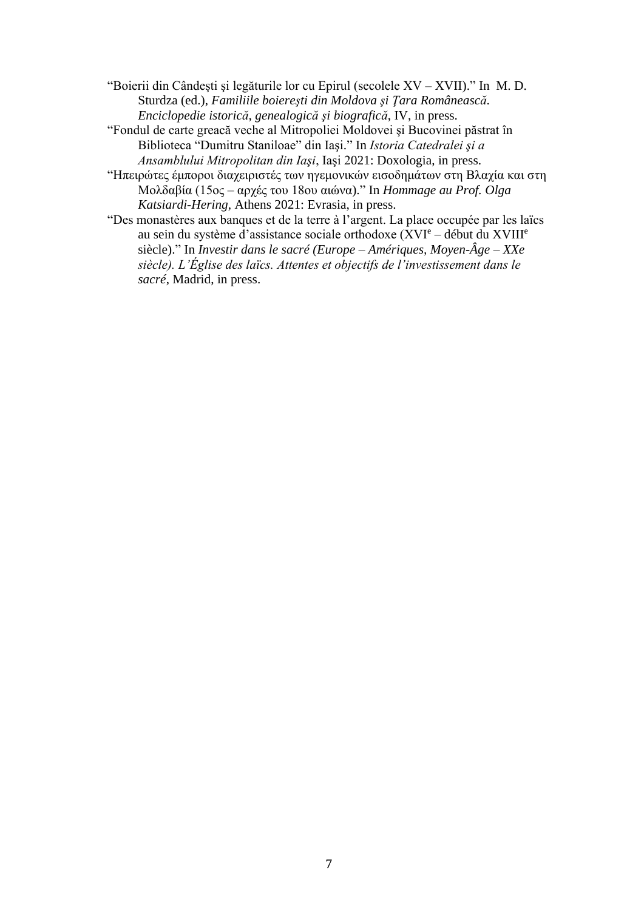"Boierii din Cândeşti şi legăturile lor cu Epirul (secolele XV – XVII)." In M. D. Sturdza (ed.), *Familiile boiereşti din Moldova şi Ţara Românească. Enciclopedie istorică, genealogică şi biografică*, IV, in press.

"Fondul de carte greacă veche al Mitropoliei Moldovei şi Bucovinei păstrat în Biblioteca "Dumitru Staniloae" din Iaşi." In *Istoria Catedralei şi a Ansamblului Mitropolitan din Iaşi*, Iaşi 2021: Doxologia, in press.

"Ηπειρώτες έμποροι διαχειριστές των ηγεμονικών εισοδημάτων στη Βλαχία και στη Μολδαβία (15ος – αρχές του 18ου αιώνα)." In *Hommage au Prof. Olga Katsiardi-Hering*, Athens 2021: Evrasia, in press.

"Des monastères aux banques et de la terre à l'argent. La place occupée par les laïcs au sein du système d'assistance sociale orthodoxe (XVI[e] – début du XVIII[e] siècle)." In *Investir dans le sacré (Europe – Amériques, Moyen-Âge – XXe siècle). L'Église des laïcs. Attentes et objectifs de l'investissement dans le sacré*, Madrid, in press.